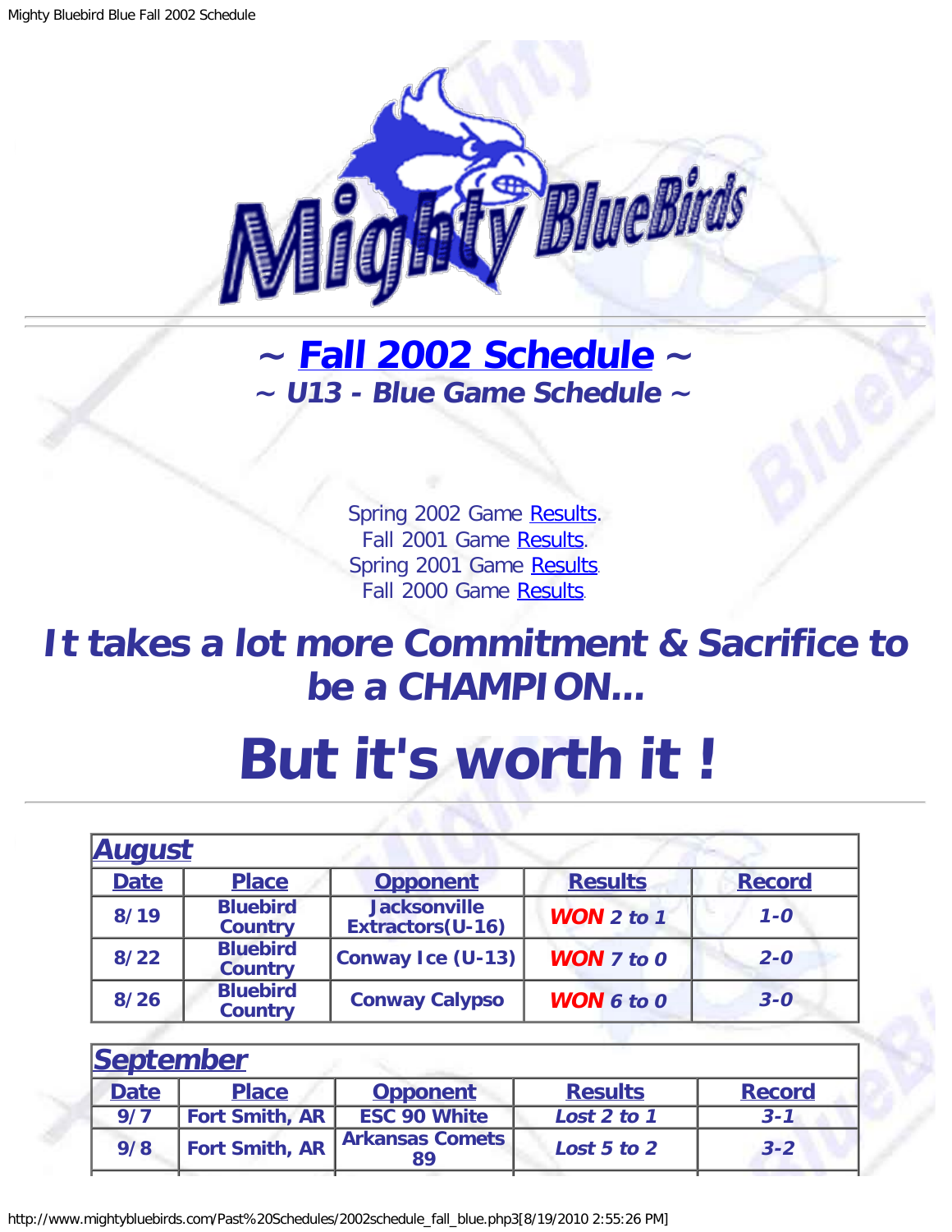# ~ Fall 2002 Schedule ~

### ~ U13 - Blue Game Schedule ~

Spring 2002 Game Results.
Fall 2001 Game Results.
Spring 2001 Game Results.
Fall 2000 Game Results.

## *It takes a lot more Commitment & Sacrifice to be a CHAMPION...*

# But it's worth it !

| August | | | | |
|---|---|---|---|---|
| **Date** | **Place** | **Opponent** | **Results** | **Record** |
| 8/19 | Bluebird Country | Jacksonville Extractors(U-16) | *WON 2 to 1* | *1-0* |
| 8/22 | Bluebird Country | Conway Ice (U-13) | *WON 7 to 0* | *2-0* |
| 8/26 | Bluebird Country | Conway Calypso | *WON 6 to 0* | *3-0* |

| September | | | | |
|---|---|---|---|---|
| **Date** | **Place** | **Opponent** | **Results** | **Record** |
| 9/7 | Fort Smith, AR | ESC 90 White | *Lost 2 to 1* | *3-1* |
| 9/8 | Fort Smith, AR | Arkansas Comets 89 | *Lost 5 to 2* | *3-2* |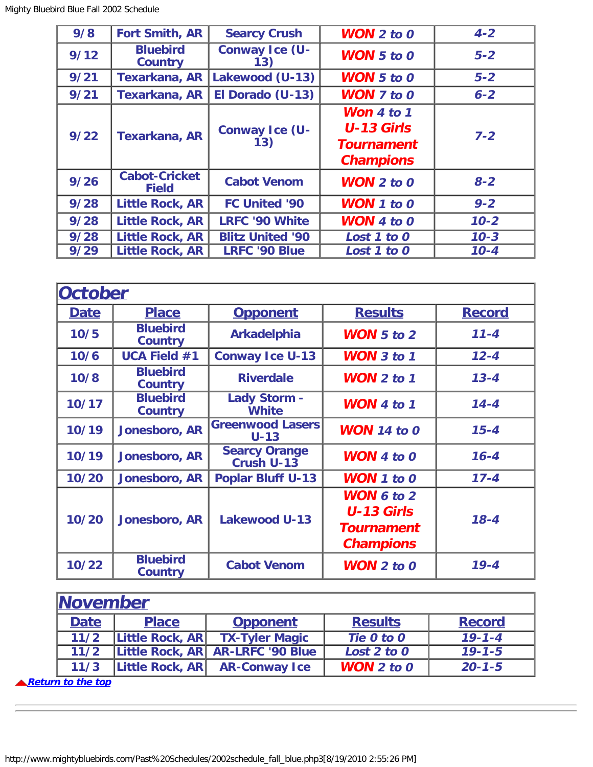| | | | | |
|---|---|---|---|---|
| 9/8 | Fort Smith, AR | Searcy Crush | **WON** 2 to 0 | 4-2 |
| 9/12 | Bluebird Country | Conway Ice (U-13) | **WON** 5 to 0 | 5-2 |
| 9/21 | Texarkana, AR | Lakewood (U-13) | **WON** 5 to 0 | 5-2 |
| 9/21 | Texarkana, AR | El Dorado (U-13) | **WON** 7 to 0 | 6-2 |
| 9/22 | Texarkana, AR | Conway Ice (U-13) | **Won** 4 to 1 **U-13 Girls Tournament Champions** | 7-2 |
| 9/26 | Cabot-Cricket Field | Cabot Venom | **WON** 2 to 0 | 8-2 |
| 9/28 | Little Rock, AR | FC United '90 | **WON** 1 to 0 | 9-2 |
| 9/28 | Little Rock, AR | LRFC '90 White | **WON** 4 to 0 | 10-2 |
| 9/28 | Little Rock, AR | Blitz United '90 | Lost 1 to 0 | 10-3 |
| 9/29 | Little Rock, AR | LRFC '90 Blue | Lost 1 to 0 | 10-4 |

## October

| Date | Place | Opponent | Results | Record |
|---|---|---|---|---|
| 10/5 | Bluebird Country | Arkadelphia | **WON** 5 to 2 | 11-4 |
| 10/6 | UCA Field #1 | Conway Ice U-13 | **WON** 3 to 1 | 12-4 |
| 10/8 | Bluebird Country | Riverdale | **WON** 2 to 1 | 13-4 |
| 10/17 | Bluebird Country | Lady Storm - White | **WON** 4 to 1 | 14-4 |
| 10/19 | Jonesboro, AR | Greenwood Lasers U-13 | **WON** 14 to 0 | 15-4 |
| 10/19 | Jonesboro, AR | Searcy Orange Crush U-13 | **WON** 4 to 0 | 16-4 |
| 10/20 | Jonesboro, AR | Poplar Bluff U-13 | **WON** 1 to 0 | 17-4 |
| 10/20 | Jonesboro, AR | Lakewood U-13 | **WON** 6 to 2 **U-13 Girls Tournament Champions** | 18-4 |
| 10/22 | Bluebird Country | Cabot Venom | **WON** 2 to 0 | 19-4 |

## November

| Date | Place | Opponent | Results | Record |
|---|---|---|---|---|
| 11/2 | Little Rock, AR | TX-Tyler Magic | Tie 0 to 0 | 19-1-4 |
| 11/2 | Little Rock, AR | AR-LRFC '90 Blue | Lost 2 to 0 | 19-1-5 |
| 11/3 | Little Rock, AR | AR-Conway Ice | **WON** 2 to 0 | 20-1-5 |

Return to the top